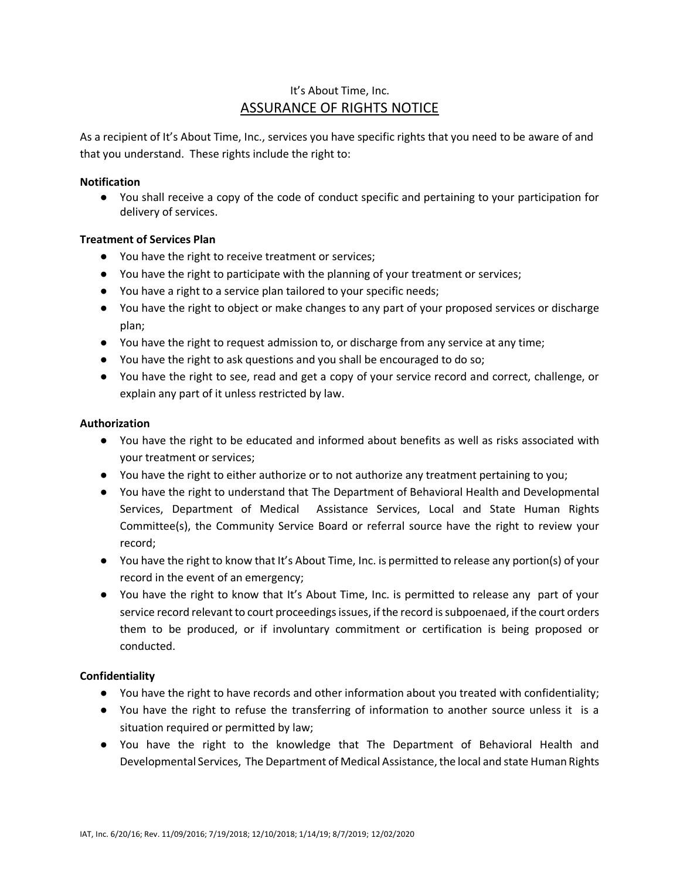It's About Time, Inc.

# ASSURANCE OF RIGHTS NOTICE

As a recipient of It's About Time, Inc., services you have specific rights that you need to be aware of and that you understand. These rights include the right to:

**Notification**

- You shall receive a copy of the code of conduct specific and pertaining to your participation for delivery of services.

**Treatment of Services Plan**

- You have the right to receive treatment or services;
- You have the right to participate with the planning of your treatment or services;
- You have a right to a service plan tailored to your specific needs;
- You have the right to object or make changes to any part of your proposed services or discharge plan;
- You have the right to request admission to, or discharge from any service at any time;
- You have the right to ask questions and you shall be encouraged to do so;
- You have the right to see, read and get a copy of your service record and correct, challenge, or explain any part of it unless restricted by law.

**Authorization**

- You have the right to be educated and informed about benefits as well as risks associated with your treatment or services;
- You have the right to either authorize or to not authorize any treatment pertaining to you;
- You have the right to understand that The Department of Behavioral Health and Developmental Services, Department of Medical Assistance Services, Local and State Human Rights Committee(s), the Community Service Board or referral source have the right to review your record;
- You have the right to know that It's About Time, Inc. is permitted to release any portion(s) of your record in the event of an emergency;
- You have the right to know that It's About Time, Inc. is permitted to release any part of your service record relevant to court proceedings issues, if the record is subpoenaed, if the court orders them to be produced, or if involuntary commitment or certification is being proposed or conducted.

**Confidentiality**

- You have the right to have records and other information about you treated with confidentiality;
- You have the right to refuse the transferring of information to another source unless it is a situation required or permitted by law;
- You have the right to the knowledge that The Department of Behavioral Health and Developmental Services, The Department of Medical Assistance, the local and state Human Rights

IAT, Inc. 6/20/16; Rev. 11/09/2016; 7/19/2018; 12/10/2018; 1/14/19; 8/7/2019; 12/02/2020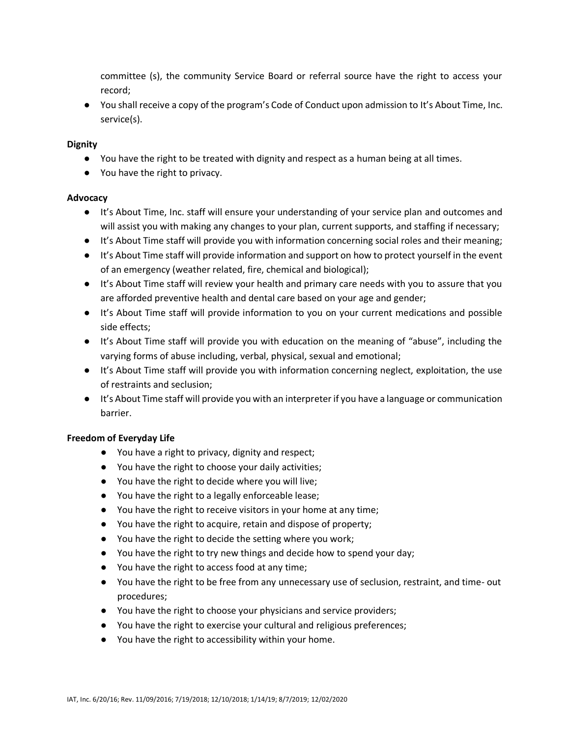committee (s), the community Service Board or referral source have the right to access your record;

- You shall receive a copy of the program's Code of Conduct upon admission to It's About Time, Inc. service(s).

**Dignity**

- You have the right to be treated with dignity and respect as a human being at all times.
- You have the right to privacy.

**Advocacy**

- It's About Time, Inc. staff will ensure your understanding of your service plan and outcomes and will assist you with making any changes to your plan, current supports, and staffing if necessary;
- It's About Time staff will provide you with information concerning social roles and their meaning;
- It's About Time staff will provide information and support on how to protect yourself in the event of an emergency (weather related, fire, chemical and biological);
- It's About Time staff will review your health and primary care needs with you to assure that you are afforded preventive health and dental care based on your age and gender;
- It's About Time staff will provide information to you on your current medications and possible side effects;
- It's About Time staff will provide you with education on the meaning of "abuse", including the varying forms of abuse including, verbal, physical, sexual and emotional;
- It's About Time staff will provide you with information concerning neglect, exploitation, the use of restraints and seclusion;
- It's About Time staff will provide you with an interpreter if you have a language or communication barrier.

**Freedom of Everyday Life**

- You have a right to privacy, dignity and respect;
- You have the right to choose your daily activities;
- You have the right to decide where you will live;
- You have the right to a legally enforceable lease;
- You have the right to receive visitors in your home at any time;
- You have the right to acquire, retain and dispose of property;
- You have the right to decide the setting where you work;
- You have the right to try new things and decide how to spend your day;
- You have the right to access food at any time;
- You have the right to be free from any unnecessary use of seclusion, restraint, and time- out procedures;
- You have the right to choose your physicians and service providers;
- You have the right to exercise your cultural and religious preferences;
- You have the right to accessibility within your home.

IAT, Inc. 6/20/16; Rev. 11/09/2016; 7/19/2018; 12/10/2018; 1/14/19; 8/7/2019; 12/02/2020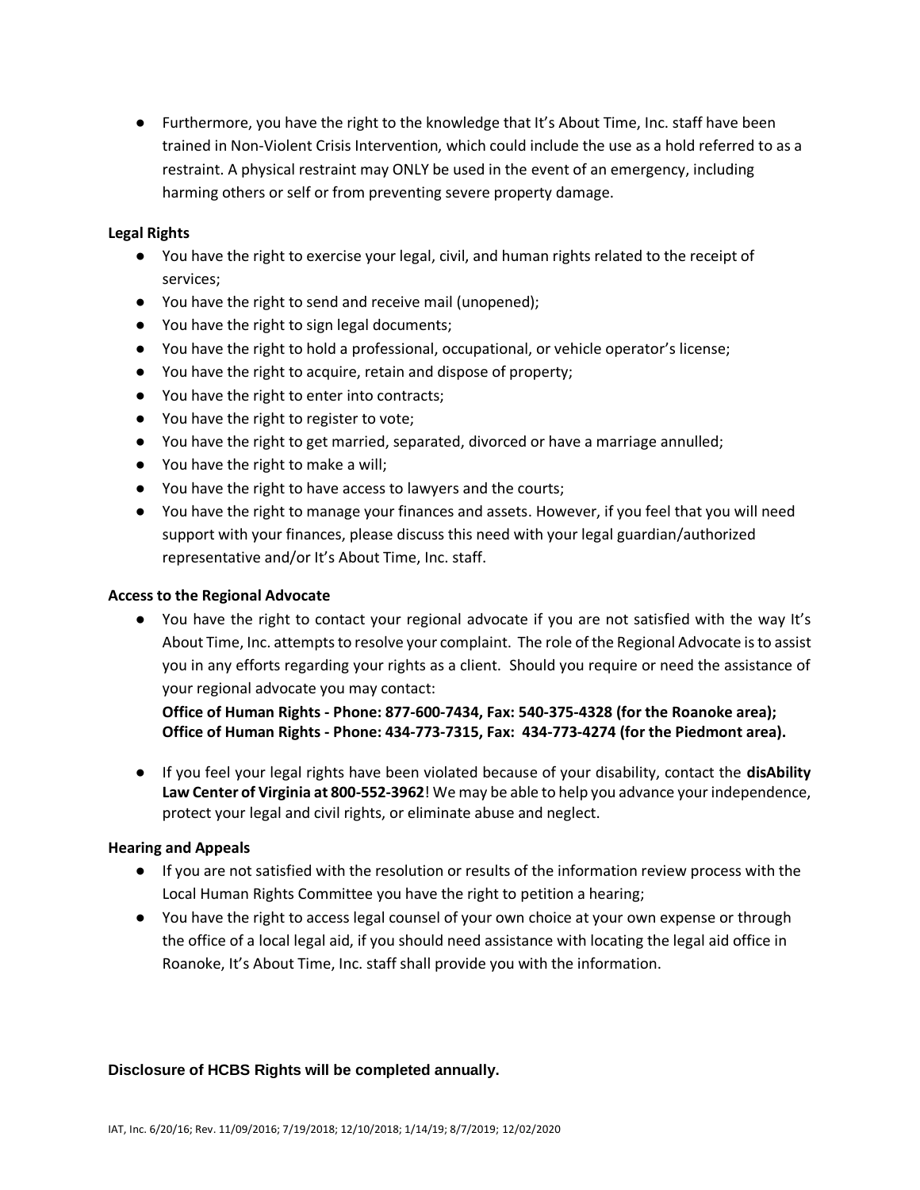- Furthermore, you have the right to the knowledge that It's About Time, Inc. staff have been trained in Non-Violent Crisis Intervention, which could include the use as a hold referred to as a restraint. A physical restraint may ONLY be used in the event of an emergency, including harming others or self or from preventing severe property damage.

**Legal Rights**

- You have the right to exercise your legal, civil, and human rights related to the receipt of services;
- You have the right to send and receive mail (unopened);
- You have the right to sign legal documents;
- You have the right to hold a professional, occupational, or vehicle operator's license;
- You have the right to acquire, retain and dispose of property;
- You have the right to enter into contracts;
- You have the right to register to vote;
- You have the right to get married, separated, divorced or have a marriage annulled;
- You have the right to make a will;
- You have the right to have access to lawyers and the courts;
- You have the right to manage your finances and assets. However, if you feel that you will need support with your finances, please discuss this need with your legal guardian/authorized representative and/or It's About Time, Inc. staff.

**Access to the Regional Advocate**

- You have the right to contact your regional advocate if you are not satisfied with the way It's About Time, Inc. attempts to resolve your complaint. The role of the Regional Advocate is to assist you in any efforts regarding your rights as a client. Should you require or need the assistance of your regional advocate you may contact:

  **Office of Human Rights - Phone: 877-600-7434, Fax: 540-375-4328 (for the Roanoke area);**
  **Office of Human Rights - Phone: 434-773-7315, Fax: 434-773-4274 (for the Piedmont area).**

- If you feel your legal rights have been violated because of your disability, contact the **disAbility Law Center of Virginia at 800-552-3962**! We may be able to help you advance your independence, protect your legal and civil rights, or eliminate abuse and neglect.

**Hearing and Appeals**

- If you are not satisfied with the resolution or results of the information review process with the Local Human Rights Committee you have the right to petition a hearing;
- You have the right to access legal counsel of your own choice at your own expense or through the office of a local legal aid, if you should need assistance with locating the legal aid office in Roanoke, It's About Time, Inc. staff shall provide you with the information.

**Disclosure of HCBS Rights will be completed annually.**

IAT, Inc. 6/20/16; Rev. 11/09/2016; 7/19/2018; 12/10/2018; 1/14/19; 8/7/2019; 12/02/2020